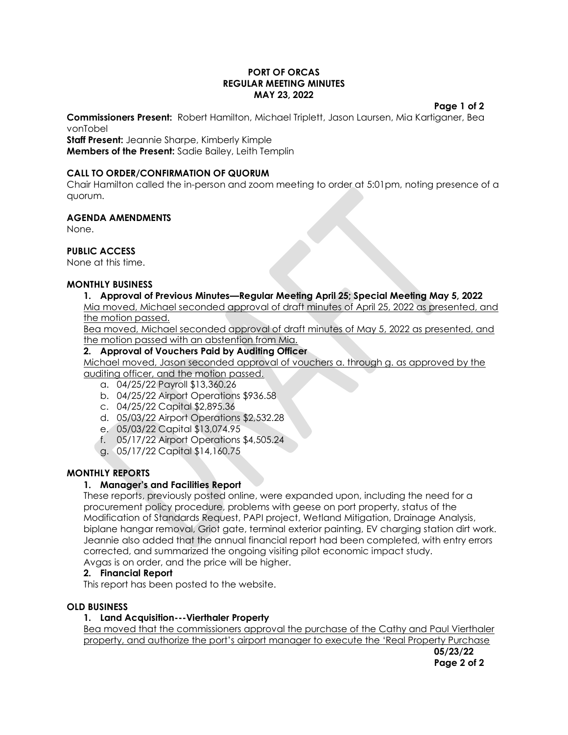# PORT OF ORCAS
## REGULAR MEETING MINUTES
## MAY 23, 2022

**Commissioners Present:** Robert Hamilton, Michael Triplett, Jason Laursen, Mia Kartiganer, Bea vonTobel
**Staff Present:** Jeannie Sharpe, Kimberly Kimple
**Members of the Present:** Sadie Bailey, Leith Templin

### CALL TO ORDER/CONFIRMATION OF QUORUM

Chair Hamilton called the in-person and zoom meeting to order at 5:01pm, noting presence of a quorum.

### AGENDA AMENDMENTS

None.

### PUBLIC ACCESS

None at this time.

### MONTHLY BUSINESS

1. **Approval of Previous Minutes—Regular Meeting April 25; Special Meeting May 5, 2022**
   Mia moved, Michael seconded approval of draft minutes of April 25, 2022 as presented, and the motion passed.
   Bea moved, Michael seconded approval of draft minutes of May 5, 2022 as presented, and the motion passed with an abstention from Mia.
2. **Approval of Vouchers Paid by Auditing Officer**
   Michael moved, Jason seconded approval of vouchers a. through g. as approved by the auditing officer, and the motion passed.
   a. 04/25/22 Payroll $13,360.26
   b. 04/25/22 Airport Operations $936.58
   c. 04/25/22 Capital $2,895.36
   d. 05/03/22 Airport Operations $2,532.28
   e. 05/03/22 Capital $13,074.95
   f. 05/17/22 Airport Operations $4,505.24
   g. 05/17/22 Capital $14,160.75

### MONTHLY REPORTS

1. **Manager's and Facilities Report**
   These reports, previously posted online, were expanded upon, including the need for a procurement policy procedure, problems with geese on port property, status of the Modification of Standards Request, PAPI project, Wetland Mitigation, Drainage Analysis, biplane hangar removal, Griot gate, terminal exterior painting, EV charging station dirt work. Jeannie also added that the annual financial report had been completed, with entry errors corrected, and summarized the ongoing visiting pilot economic impact study.
   Avgas is on order, and the price will be higher.
2. **Financial Report**
   This report has been posted to the website.

### OLD BUSINESS

1. **Land Acquisition---Vierthaler Property**
   Bea moved that the commissioners approval the purchase of the Cathy and Paul Vierthaler property, and authorize the port's airport manager to execute the 'Real Property Purchase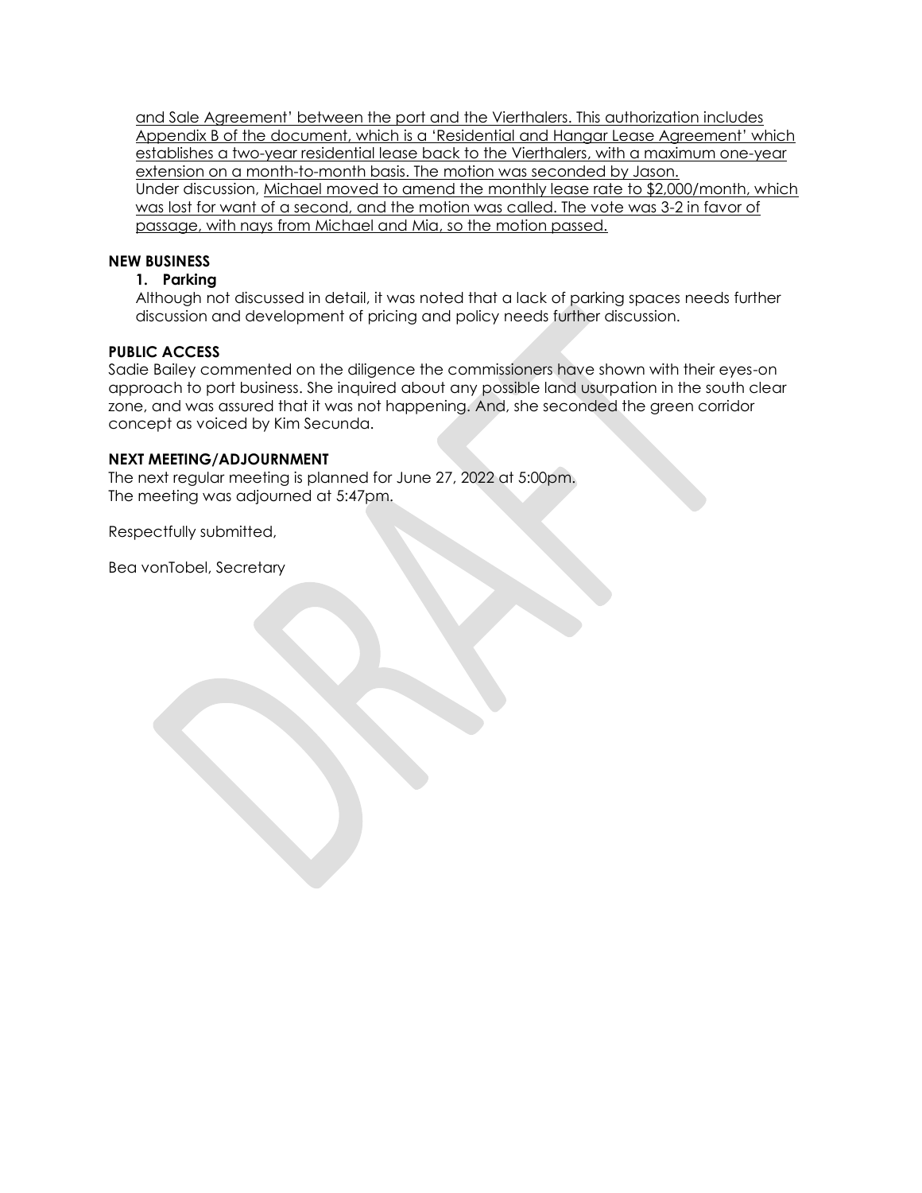and Sale Agreement' between the port and the Vierthalers. This authorization includes Appendix B of the document, which is a 'Residential and Hangar Lease Agreement' which establishes a two-year residential lease back to the Vierthalers, with a maximum one-year extension on a month-to-month basis. The motion was seconded by Jason.
Under discussion, Michael moved to amend the monthly lease rate to $2,000/month, which was lost for want of a second, and the motion was called. The vote was 3-2 in favor of passage, with nays from Michael and Mia, so the motion passed.

**NEW BUSINESS**

1. **Parking**
   Although not discussed in detail, it was noted that a lack of parking spaces needs further discussion and development of pricing and policy needs further discussion.

**PUBLIC ACCESS**

Sadie Bailey commented on the diligence the commissioners have shown with their eyes-on approach to port business. She inquired about any possible land usurpation in the south clear zone, and was assured that it was not happening. And, she seconded the green corridor concept as voiced by Kim Secunda.

**NEXT MEETING/ADJOURNMENT**

The next regular meeting is planned for June 27, 2022 at 5:00pm.
The meeting was adjourned at 5:47pm.

Respectfully submitted,

Bea vonTobel, Secretary